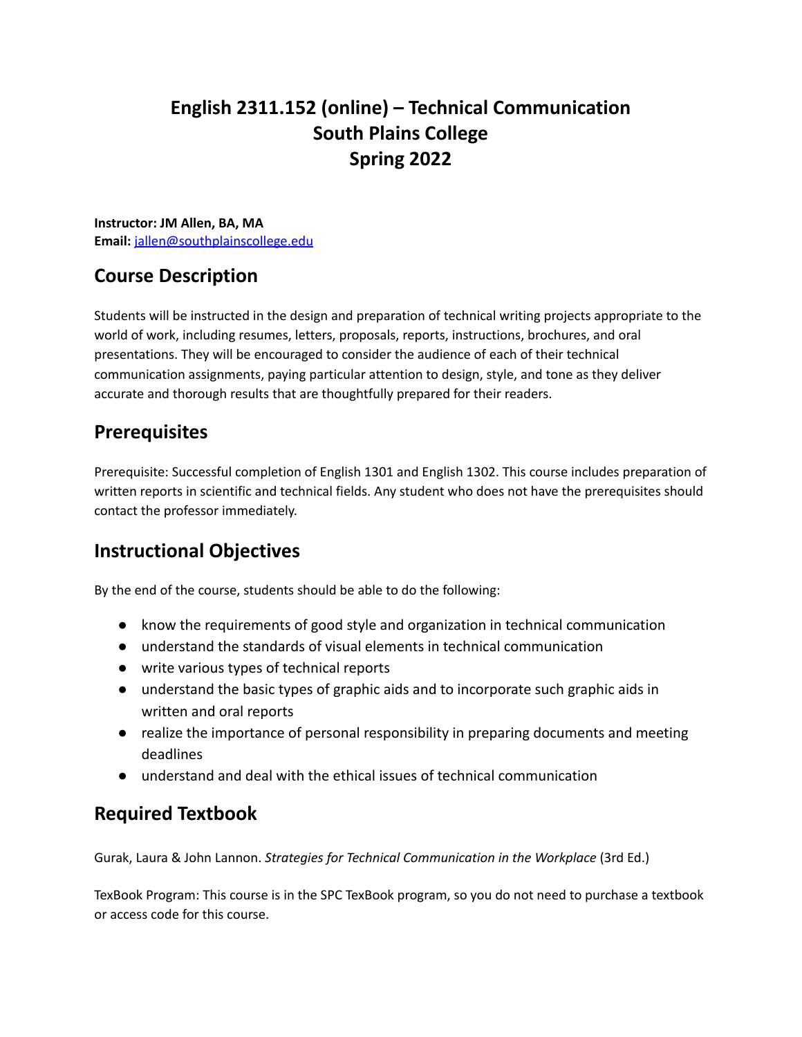# English 2311.152 (online) – Technical Communication
# South Plains College
# Spring 2022

**Instructor: JM Allen, BA, MA**
**Email:** [jallen@southplainscollege.edu](mailto:jallen@southplainscollege.edu)

## Course Description

Students will be instructed in the design and preparation of technical writing projects appropriate to the world of work, including resumes, letters, proposals, reports, instructions, brochures, and oral presentations. They will be encouraged to consider the audience of each of their technical communication assignments, paying particular attention to design, style, and tone as they deliver accurate and thorough results that are thoughtfully prepared for their readers.

## Prerequisites

Prerequisite: Successful completion of English 1301 and English 1302. This course includes preparation of written reports in scientific and technical fields. Any student who does not have the prerequisites should contact the professor immediately.

## Instructional Objectives

By the end of the course, students should be able to do the following:

- know the requirements of good style and organization in technical communication
- understand the standards of visual elements in technical communication
- write various types of technical reports
- understand the basic types of graphic aids and to incorporate such graphic aids in written and oral reports
- realize the importance of personal responsibility in preparing documents and meeting deadlines
- understand and deal with the ethical issues of technical communication

## Required Textbook

Gurak, Laura & John Lannon. *Strategies for Technical Communication in the Workplace* (3rd Ed.)

TexBook Program: This course is in the SPC TexBook program, so you do not need to purchase a textbook or access code for this course.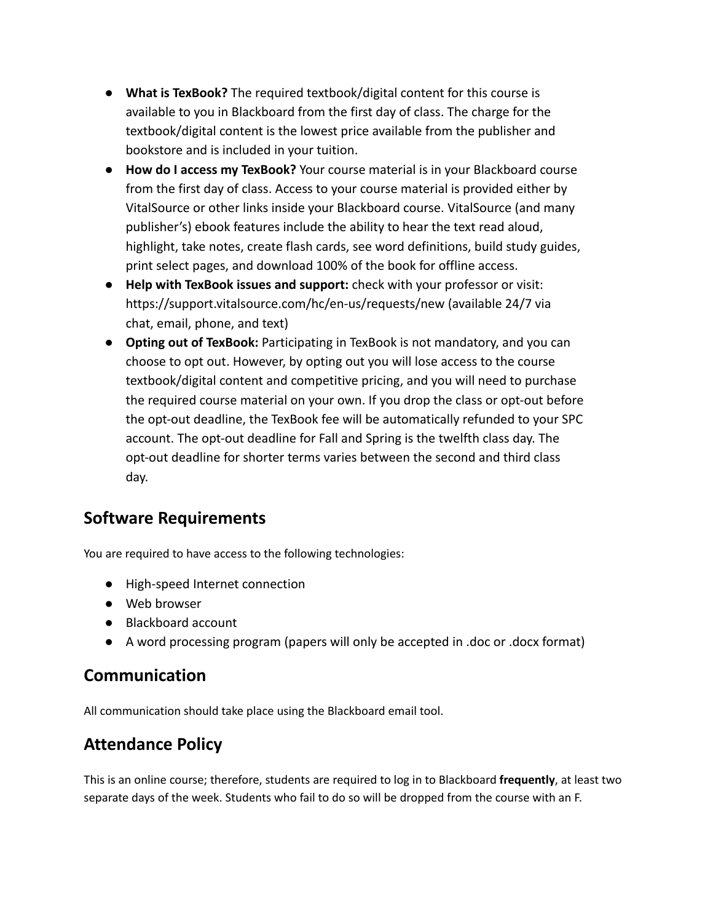- **What is TexBook?** The required textbook/digital content for this course is available to you in Blackboard from the first day of class. The charge for the textbook/digital content is the lowest price available from the publisher and bookstore and is included in your tuition.
- **How do I access my TexBook?** Your course material is in your Blackboard course from the first day of class. Access to your course material is provided either by VitalSource or other links inside your Blackboard course. VitalSource (and many publisher's) ebook features include the ability to hear the text read aloud, highlight, take notes, create flash cards, see word definitions, build study guides, print select pages, and download 100% of the book for offline access.
- **Help with TexBook issues and support:** check with your professor or visit: https://support.vitalsource.com/hc/en-us/requests/new (available 24/7 via chat, email, phone, and text)
- **Opting out of TexBook:** Participating in TexBook is not mandatory, and you can choose to opt out. However, by opting out you will lose access to the course textbook/digital content and competitive pricing, and you will need to purchase the required course material on your own. If you drop the class or opt-out before the opt-out deadline, the TexBook fee will be automatically refunded to your SPC account. The opt-out deadline for Fall and Spring is the twelfth class day. The opt-out deadline for shorter terms varies between the second and third class day.

## Software Requirements

You are required to have access to the following technologies:

- High-speed Internet connection
- Web browser
- Blackboard account
- A word processing program (papers will only be accepted in .doc or .docx format)

## Communication

All communication should take place using the Blackboard email tool.

## Attendance Policy

This is an online course; therefore, students are required to log in to Blackboard **frequently**, at least two separate days of the week. Students who fail to do so will be dropped from the course with an F.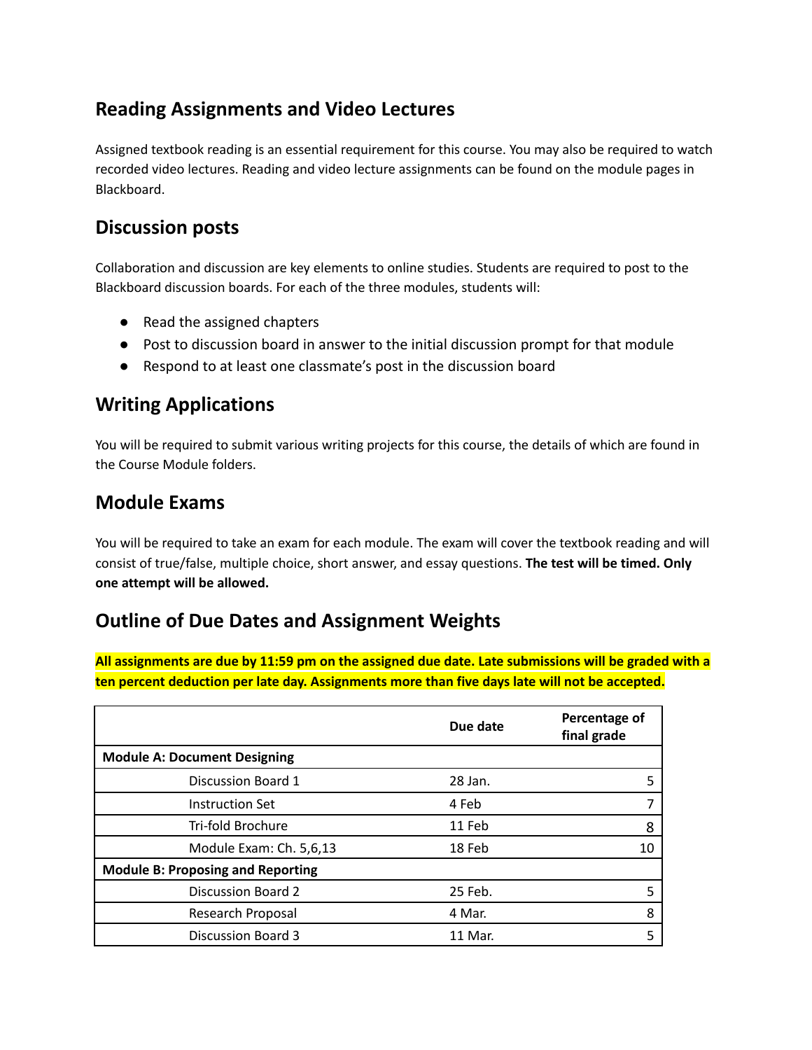## Reading Assignments and Video Lectures

Assigned textbook reading is an essential requirement for this course. You may also be required to watch recorded video lectures. Reading and video lecture assignments can be found on the module pages in Blackboard.

## Discussion posts

Collaboration and discussion are key elements to online studies. Students are required to post to the Blackboard discussion boards. For each of the three modules, students will:

- Read the assigned chapters
- Post to discussion board in answer to the initial discussion prompt for that module
- Respond to at least one classmate's post in the discussion board

## Writing Applications

You will be required to submit various writing projects for this course, the details of which are found in the Course Module folders.

## Module Exams

You will be required to take an exam for each module. The exam will cover the textbook reading and will consist of true/false, multiple choice, short answer, and essay questions. **The test will be timed. Only one attempt will be allowed.**

## Outline of Due Dates and Assignment Weights

**All assignments are due by 11:59 pm on the assigned due date. Late submissions will be graded with a ten percent deduction per late day. Assignments more than five days late will not be accepted.**

| | Due date | Percentage of final grade |
|---|---|---|
| **Module A: Document Designing** | | |
| Discussion Board 1 | 28 Jan. | 5 |
| Instruction Set | 4 Feb | 7 |
| Tri-fold Brochure | 11 Feb | 8 |
| Module Exam: Ch. 5,6,13 | 18 Feb | 10 |
| **Module B: Proposing and Reporting** | | |
| Discussion Board 2 | 25 Feb. | 5 |
| Research Proposal | 4 Mar. | 8 |
| Discussion Board 3 | 11 Mar. | 5 |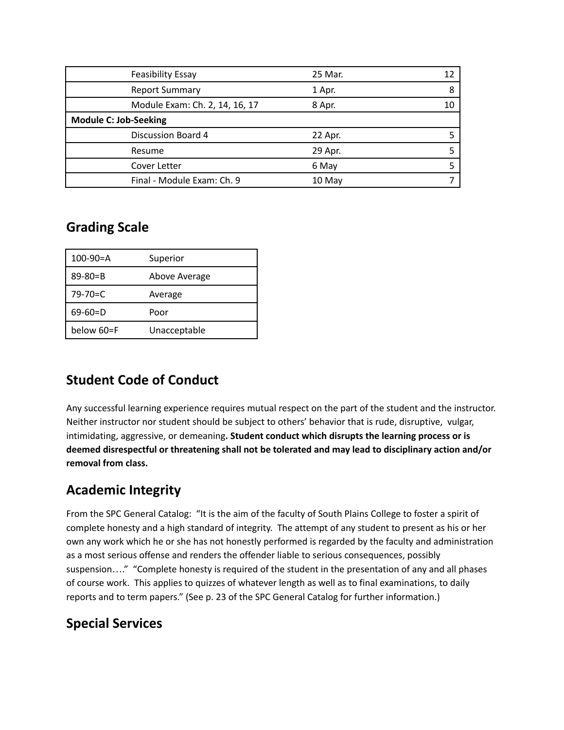| | | | |
|---|---|---|---|
| | Feasibility Essay | 25 Mar. | 12 |
| | Report Summary | 1 Apr. | 8 |
| | Module Exam: Ch. 2, 14, 16, 17 | 8 Apr. | 10 |
| **Module C: Job-Seeking** | | | |
| | Discussion Board 4 | 22 Apr. | 5 |
| | Resume | 29 Apr. | 5 |
| | Cover Letter | 6 May | 5 |
| | Final - Module Exam: Ch. 9 | 10 May | 7 |

## Grading Scale

| | |
|---|---|
| 100-90=A | Superior |
| 89-80=B | Above Average |
| 79-70=C | Average |
| 69-60=D | Poor |
| below 60=F | Unacceptable |

## Student Code of Conduct

Any successful learning experience requires mutual respect on the part of the student and the instructor. Neither instructor nor student should be subject to others' behavior that is rude, disruptive, vulgar, intimidating, aggressive, or demeaning**. Student conduct which disrupts the learning process or is deemed disrespectful or threatening shall not be tolerated and may lead to disciplinary action and/or removal from class.**

## Academic Integrity

From the SPC General Catalog: "It is the aim of the faculty of South Plains College to foster a spirit of complete honesty and a high standard of integrity. The attempt of any student to present as his or her own any work which he or she has not honestly performed is regarded by the faculty and administration as a most serious offense and renders the offender liable to serious consequences, possibly suspension…." "Complete honesty is required of the student in the presentation of any and all phases of course work. This applies to quizzes of whatever length as well as to final examinations, to daily reports and to term papers." (See p. 23 of the SPC General Catalog for further information.)

## Special Services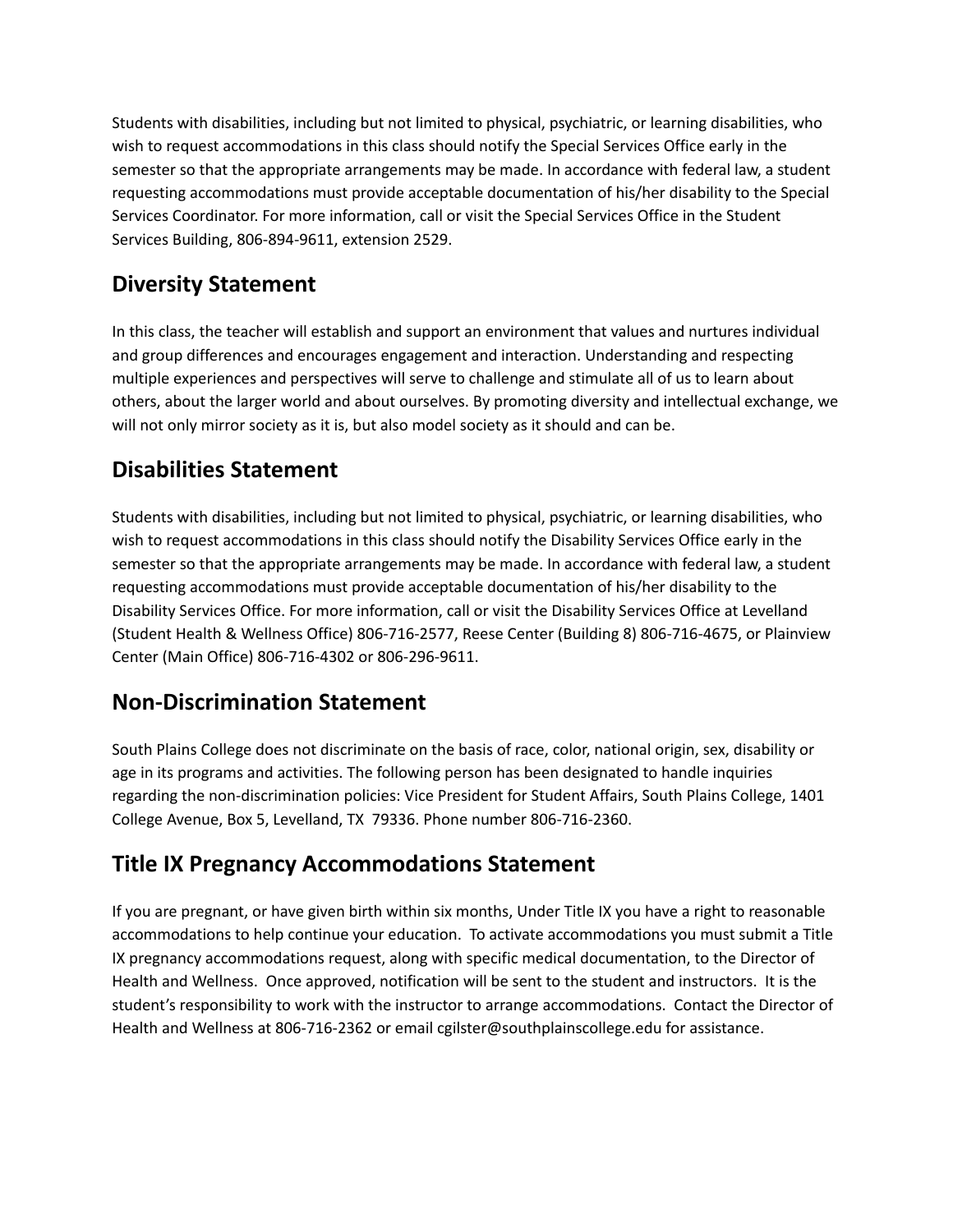Students with disabilities, including but not limited to physical, psychiatric, or learning disabilities, who wish to request accommodations in this class should notify the Special Services Office early in the semester so that the appropriate arrangements may be made. In accordance with federal law, a student requesting accommodations must provide acceptable documentation of his/her disability to the Special Services Coordinator. For more information, call or visit the Special Services Office in the Student Services Building, 806-894-9611, extension 2529.

## Diversity Statement

In this class, the teacher will establish and support an environment that values and nurtures individual and group differences and encourages engagement and interaction. Understanding and respecting multiple experiences and perspectives will serve to challenge and stimulate all of us to learn about others, about the larger world and about ourselves. By promoting diversity and intellectual exchange, we will not only mirror society as it is, but also model society as it should and can be.

## Disabilities Statement

Students with disabilities, including but not limited to physical, psychiatric, or learning disabilities, who wish to request accommodations in this class should notify the Disability Services Office early in the semester so that the appropriate arrangements may be made. In accordance with federal law, a student requesting accommodations must provide acceptable documentation of his/her disability to the Disability Services Office. For more information, call or visit the Disability Services Office at Levelland (Student Health & Wellness Office) 806-716-2577, Reese Center (Building 8) 806-716-4675, or Plainview Center (Main Office) 806-716-4302 or 806-296-9611.

## Non-Discrimination Statement

South Plains College does not discriminate on the basis of race, color, national origin, sex, disability or age in its programs and activities. The following person has been designated to handle inquiries regarding the non-discrimination policies: Vice President for Student Affairs, South Plains College, 1401 College Avenue, Box 5, Levelland, TX 79336. Phone number 806-716-2360.

## Title IX Pregnancy Accommodations Statement

If you are pregnant, or have given birth within six months, Under Title IX you have a right to reasonable accommodations to help continue your education. To activate accommodations you must submit a Title IX pregnancy accommodations request, along with specific medical documentation, to the Director of Health and Wellness. Once approved, notification will be sent to the student and instructors. It is the student's responsibility to work with the instructor to arrange accommodations. Contact the Director of Health and Wellness at 806-716-2362 or email cgilster@southplainscollege.edu for assistance.